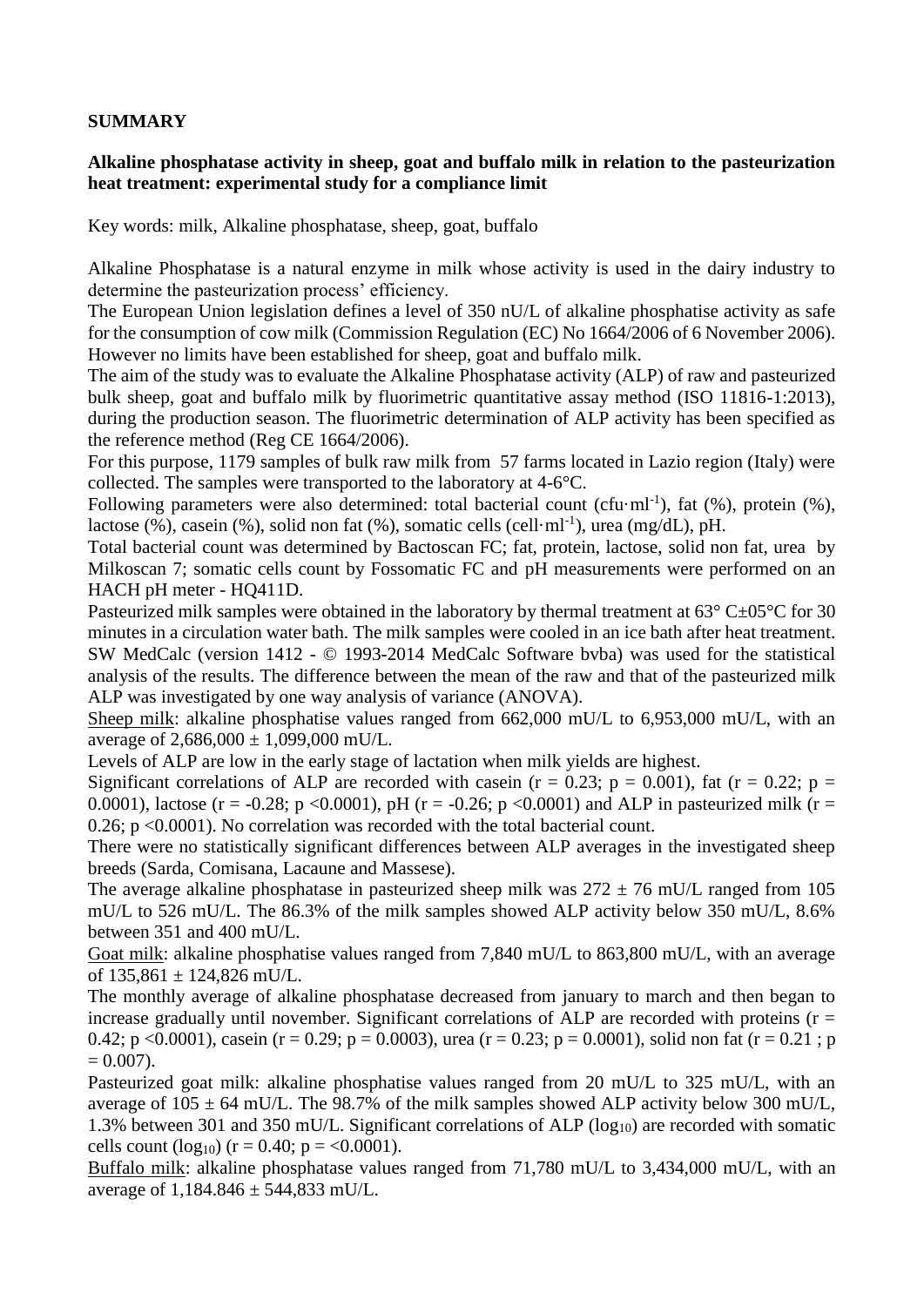**SUMMARY**

**Alkaline phosphatase activity in sheep, goat and buffalo milk in relation to the pasteurization heat treatment: experimental study for a compliance limit**

Key words: milk, Alkaline phosphatase, sheep, goat, buffalo

Alkaline Phosphatase is a natural enzyme in milk whose activity is used in the dairy industry to determine the pasteurization process' efficiency.

The European Union legislation defines a level of 350 nU/L of alkaline phosphatise activity as safe for the consumption of cow milk (Commission Regulation (EC) No 1664/2006 of 6 November 2006). However no limits have been established for sheep, goat and buffalo milk.

The aim of the study was to evaluate the Alkaline Phosphatase activity (ALP) of raw and pasteurized bulk sheep, goat and buffalo milk by fluorimetric quantitative assay method (ISO 11816-1:2013), during the production season. The fluorimetric determination of ALP activity has been specified as the reference method (Reg CE 1664/2006).

For this purpose, 1179 samples of bulk raw milk from 57 farms located in Lazio region (Italy) were collected. The samples were transported to the laboratory at 4-6°C.

Following parameters were also determined: total bacterial count (cfu·ml$^{-1}$), fat (%), protein (%), lactose (%), casein (%), solid non fat (%), somatic cells (cell·ml$^{-1}$), urea (mg/dL), pH.

Total bacterial count was determined by Bactoscan FC; fat, protein, lactose, solid non fat, urea by Milkoscan 7; somatic cells count by Fossomatic FC and pH measurements were performed on an HACH pH meter - HQ411D.

Pasteurized milk samples were obtained in the laboratory by thermal treatment at 63° C±05°C for 30 minutes in a circulation water bath. The milk samples were cooled in an ice bath after heat treatment. SW MedCalc (version 1412 - © 1993-2014 MedCalc Software bvba) was used for the statistical analysis of the results. The difference between the mean of the raw and that of the pasteurized milk ALP was investigated by one way analysis of variance (ANOVA).

Sheep milk: alkaline phosphatise values ranged from 662,000 mU/L to 6,953,000 mU/L, with an average of 2,686,000 ± 1,099,000 mU/L.

Levels of ALP are low in the early stage of lactation when milk yields are highest.

Significant correlations of ALP are recorded with casein ($r = 0.23$; $p = 0.001$), fat ($r = 0.22$; $p = 0.0001$), lactose ($r = -0.28$; $p < 0.0001$), pH ($r = -0.26$; $p < 0.0001$) and ALP in pasteurized milk ($r = 0.26$; $p < 0.0001$). No correlation was recorded with the total bacterial count.

There were no statistically significant differences between ALP averages in the investigated sheep breeds (Sarda, Comisana, Lacaune and Massese).

The average alkaline phosphatase in pasteurized sheep milk was 272 ± 76 mU/L ranged from 105 mU/L to 526 mU/L. The 86.3% of the milk samples showed ALP activity below 350 mU/L, 8.6% between 351 and 400 mU/L.

Goat milk: alkaline phosphatise values ranged from 7,840 mU/L to 863,800 mU/L, with an average of 135,861 ± 124,826 mU/L.

The monthly average of alkaline phosphatase decreased from january to march and then began to increase gradually until november. Significant correlations of ALP are recorded with proteins ($r = 0.42$; $p < 0.0001$), casein ($r = 0.29$; $p = 0.0003$), urea ($r = 0.23$; $p = 0.0001$), solid non fat ($r = 0.21$ ; $p = 0.007$).

Pasteurized goat milk: alkaline phosphatise values ranged from 20 mU/L to 325 mU/L, with an average of 105 ± 64 mU/L. The 98.7% of the milk samples showed ALP activity below 300 mU/L, 1.3% between 301 and 350 mU/L. Significant correlations of ALP ($log_{10}$) are recorded with somatic cells count ($log_{10}$) ($r = 0.40$; $p = <0.0001$).

Buffalo milk: alkaline phosphatase values ranged from 71,780 mU/L to 3,434,000 mU/L, with an average of 1,184.846 ± 544,833 mU/L.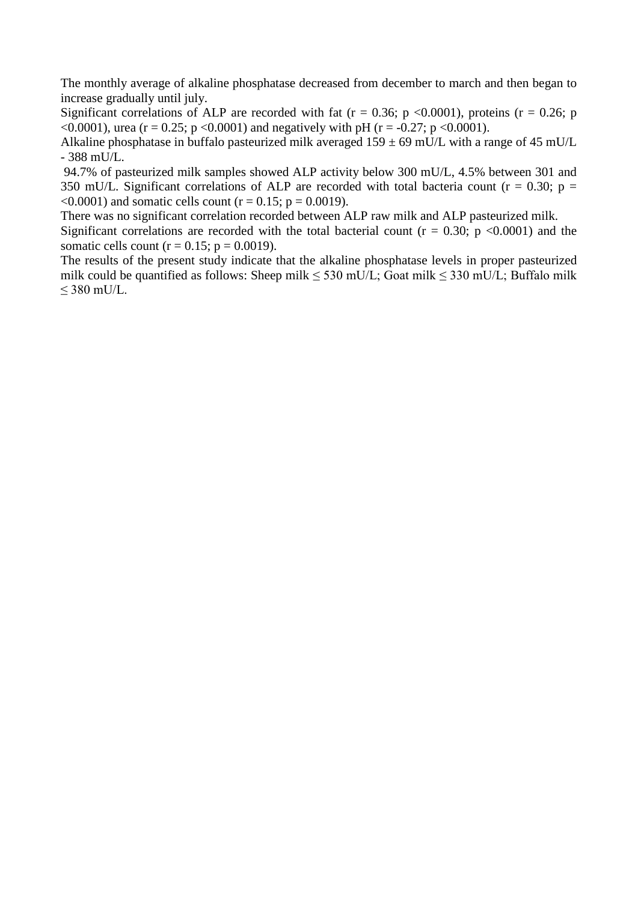The monthly average of alkaline phosphatase decreased from december to march and then began to increase gradually until july.

Significant correlations of ALP are recorded with fat ($r = 0.36$; $p < 0.0001$), proteins ($r = 0.26$; $p < 0.0001$), urea ($r = 0.25$; $p < 0.0001$) and negatively with pH ($r = -0.27$; $p < 0.0001$).

Alkaline phosphatase in buffalo pasteurized milk averaged $159 \pm 69$ mU/L with a range of 45 mU/L - 388 mU/L.

94.7% of pasteurized milk samples showed ALP activity below 300 mU/L, 4.5% between 301 and 350 mU/L. Significant correlations of ALP are recorded with total bacteria count ($r = 0.30$; $p = < 0.0001$) and somatic cells count ($r = 0.15$; $p = 0.0019$).

There was no significant correlation recorded between ALP raw milk and ALP pasteurized milk.

Significant correlations are recorded with the total bacterial count ($r = 0.30$; $p < 0.0001$) and the somatic cells count ($r = 0.15$; $p = 0.0019$).

The results of the present study indicate that the alkaline phosphatase levels in proper pasteurized milk could be quantified as follows: Sheep milk ≤ 530 mU/L; Goat milk ≤ 330 mU/L; Buffalo milk ≤ 380 mU/L.